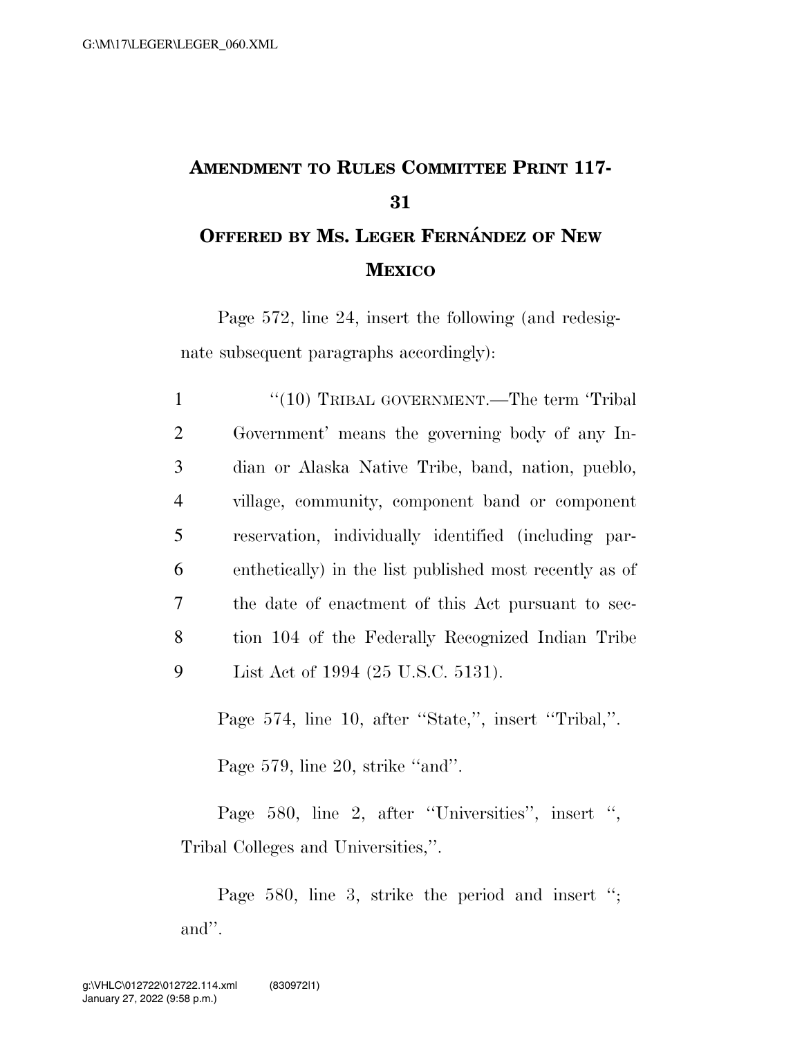# AMENDMENT TO RULES COMMITTEE PRINT 117-31

## OFFERED BY MS. LEGER FERNÁNDEZ OF NEW MEXICO

Page 572, line 24, insert the following (and redesignate subsequent paragraphs accordingly):

1 "(10) TRIBAL GOVERNMENT.—The term 'Tribal
2 Government' means the governing body of any In-
3 dian or Alaska Native Tribe, band, nation, pueblo,
4 village, community, component band or component
5 reservation, individually identified (including par-
6 enthetically) in the list published most recently as of
7 the date of enactment of this Act pursuant to sec-
8 tion 104 of the Federally Recognized Indian Tribe
9 List Act of 1994 (25 U.S.C. 5131).

Page 574, line 10, after "State,", insert "Tribal,".

Page 579, line 20, strike "and".

Page 580, line 2, after "Universities", insert ", Tribal Colleges and Universities,".

Page 580, line 3, strike the period and insert "; and".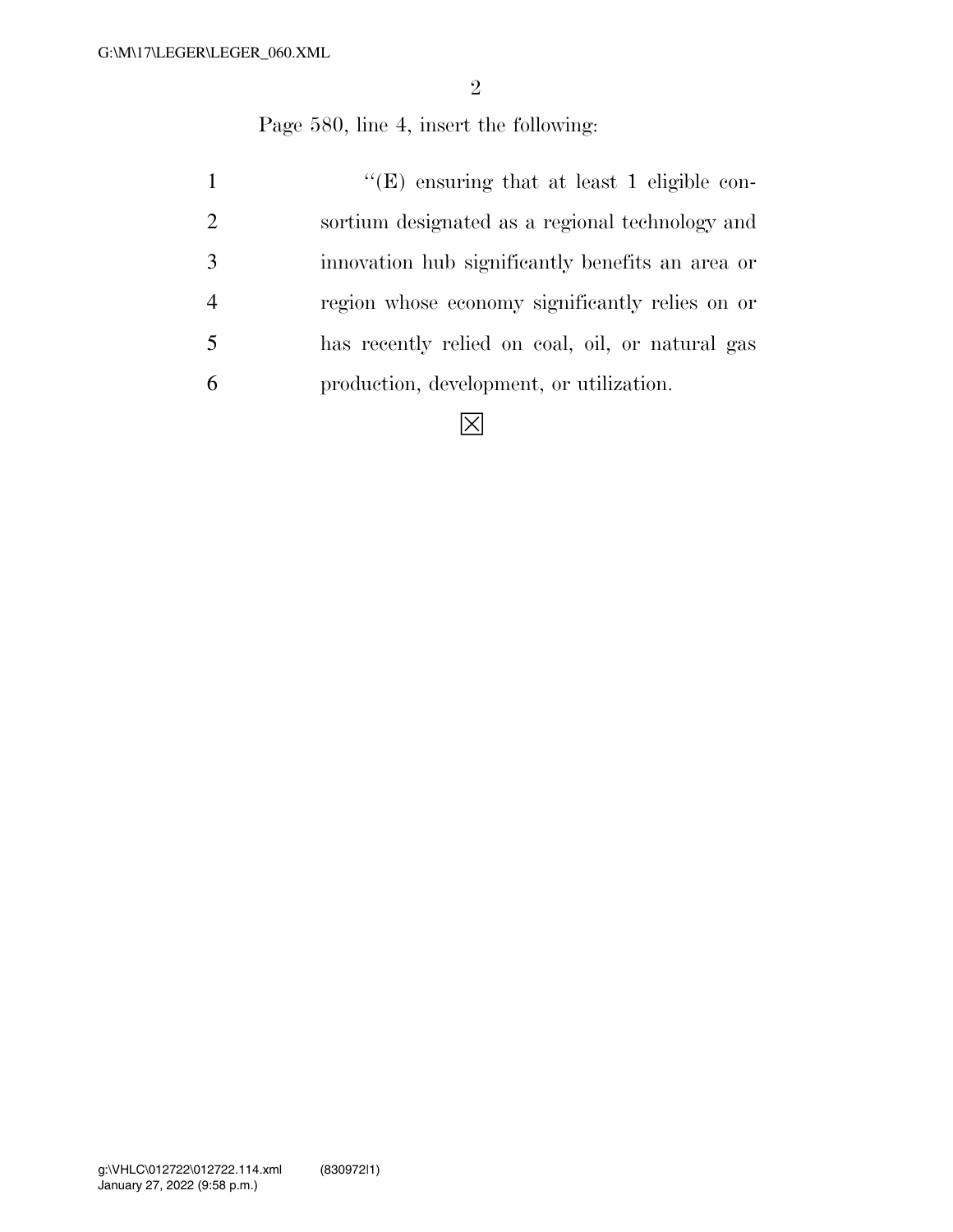Page 580, line 4, insert the following:

1 "(E) ensuring that at least 1 eligible con-
2 sortium designated as a regional technology and
3 innovation hub significantly benefits an area or
4 region whose economy significantly relies on or
5 has recently relied on coal, oil, or natural gas
6 production, development, or utilization.

☒